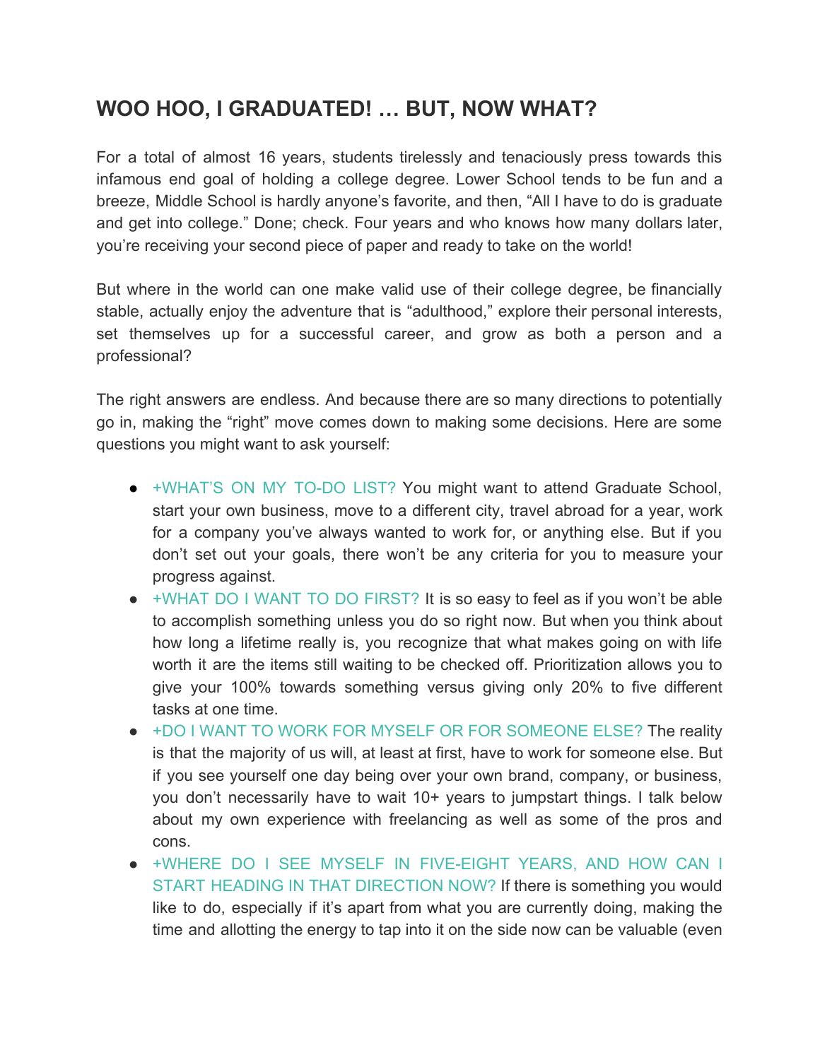# WOO HOO, I GRADUATED! … BUT, NOW WHAT?

For a total of almost 16 years, students tirelessly and tenaciously press towards this infamous end goal of holding a college degree. Lower School tends to be fun and a breeze, Middle School is hardly anyone's favorite, and then, "All I have to do is graduate and get into college." Done; check. Four years and who knows how many dollars later, you're receiving your second piece of paper and ready to take on the world!

But where in the world can one make valid use of their college degree, be financially stable, actually enjoy the adventure that is "adulthood," explore their personal interests, set themselves up for a successful career, and grow as both a person and a professional?

The right answers are endless. And because there are so many directions to potentially go in, making the "right" move comes down to making some decisions. Here are some questions you might want to ask yourself:

- +WHAT'S ON MY TO-DO LIST? You might want to attend Graduate School, start your own business, move to a different city, travel abroad for a year, work for a company you've always wanted to work for, or anything else. But if you don't set out your goals, there won't be any criteria for you to measure your progress against.
- +WHAT DO I WANT TO DO FIRST? It is so easy to feel as if you won't be able to accomplish something unless you do so right now. But when you think about how long a lifetime really is, you recognize that what makes going on with life worth it are the items still waiting to be checked off. Prioritization allows you to give your 100% towards something versus giving only 20% to five different tasks at one time.
- +DO I WANT TO WORK FOR MYSELF OR FOR SOMEONE ELSE? The reality is that the majority of us will, at least at first, have to work for someone else. But if you see yourself one day being over your own brand, company, or business, you don't necessarily have to wait 10+ years to jumpstart things. I talk below about my own experience with freelancing as well as some of the pros and cons.
- +WHERE DO I SEE MYSELF IN FIVE-EIGHT YEARS, AND HOW CAN I START HEADING IN THAT DIRECTION NOW? If there is something you would like to do, especially if it's apart from what you are currently doing, making the time and allotting the energy to tap into it on the side now can be valuable (even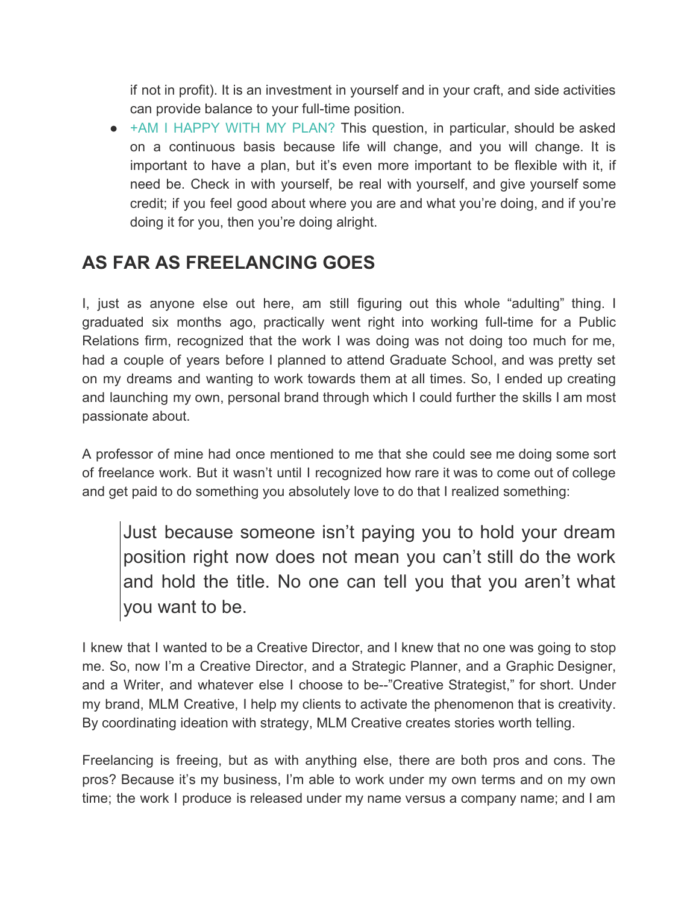if not in profit). It is an investment in yourself and in your craft, and side activities can provide balance to your full-time position.

- +AM I HAPPY WITH MY PLAN? This question, in particular, should be asked on a continuous basis because life will change, and you will change. It is important to have a plan, but it's even more important to be flexible with it, if need be. Check in with yourself, be real with yourself, and give yourself some credit; if you feel good about where you are and what you're doing, and if you're doing it for you, then you're doing alright.

## AS FAR AS FREELANCING GOES

I, just as anyone else out here, am still figuring out this whole "adulting" thing. I graduated six months ago, practically went right into working full-time for a Public Relations firm, recognized that the work I was doing was not doing too much for me, had a couple of years before I planned to attend Graduate School, and was pretty set on my dreams and wanting to work towards them at all times. So, I ended up creating and launching my own, personal brand through which I could further the skills I am most passionate about.

A professor of mine had once mentioned to me that she could see me doing some sort of freelance work. But it wasn't until I recognized how rare it was to come out of college and get paid to do something you absolutely love to do that I realized something:

> Just because someone isn't paying you to hold your dream position right now does not mean you can't still do the work and hold the title. No one can tell you that you aren't what you want to be.

I knew that I wanted to be a Creative Director, and I knew that no one was going to stop me. So, now I'm a Creative Director, and a Strategic Planner, and a Graphic Designer, and a Writer, and whatever else I choose to be--"Creative Strategist," for short. Under my brand, MLM Creative, I help my clients to activate the phenomenon that is creativity. By coordinating ideation with strategy, MLM Creative creates stories worth telling.

Freelancing is freeing, but as with anything else, there are both pros and cons. The pros? Because it's my business, I'm able to work under my own terms and on my own time; the work I produce is released under my name versus a company name; and I am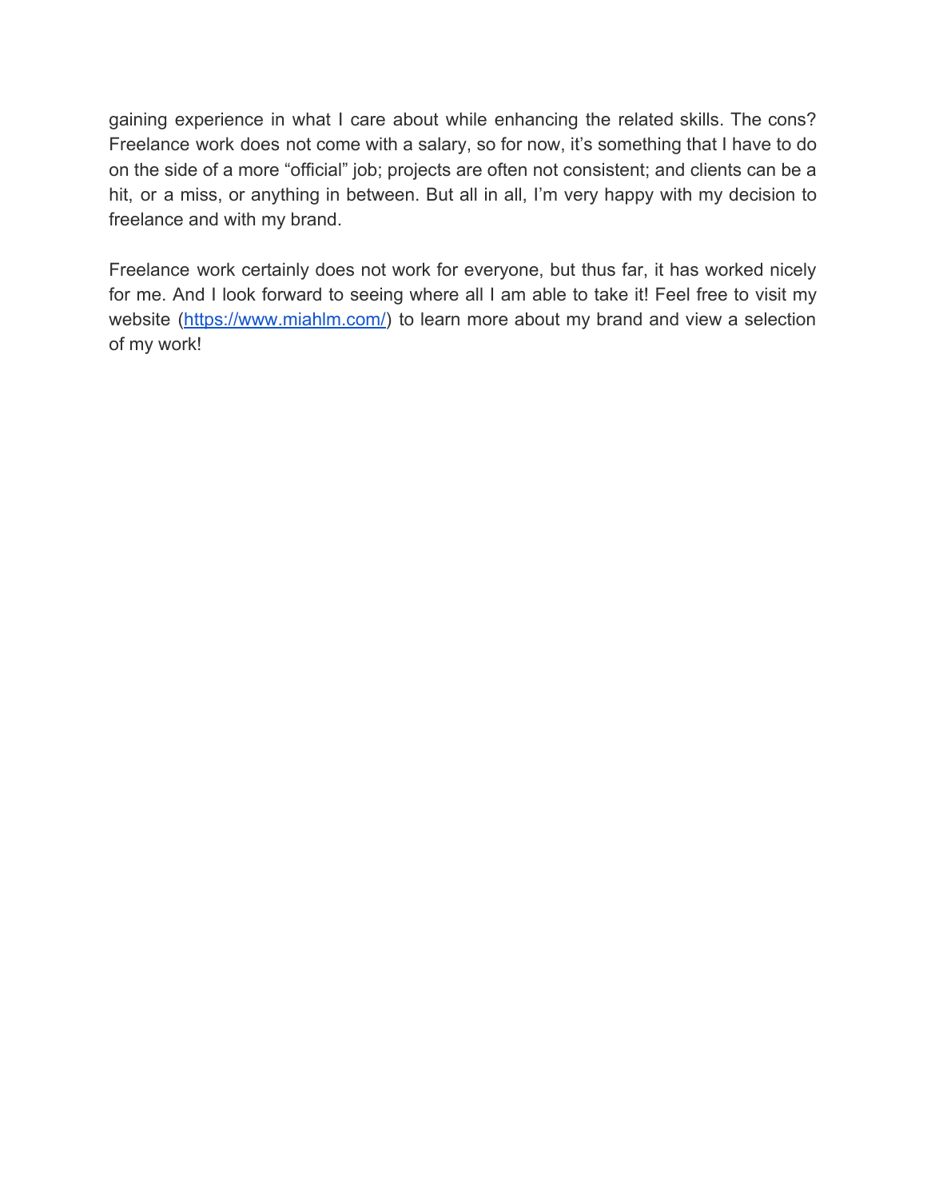gaining experience in what I care about while enhancing the related skills. The cons? Freelance work does not come with a salary, so for now, it’s something that I have to do on the side of a more “official” job; projects are often not consistent; and clients can be a hit, or a miss, or anything in between. But all in all, I’m very happy with my decision to freelance and with my brand.

Freelance work certainly does not work for everyone, but thus far, it has worked nicely for me. And I look forward to seeing where all I am able to take it! Feel free to visit my website ([https://www.miahlm.com/](https://www.miahlm.com/)) to learn more about my brand and view a selection of my work!